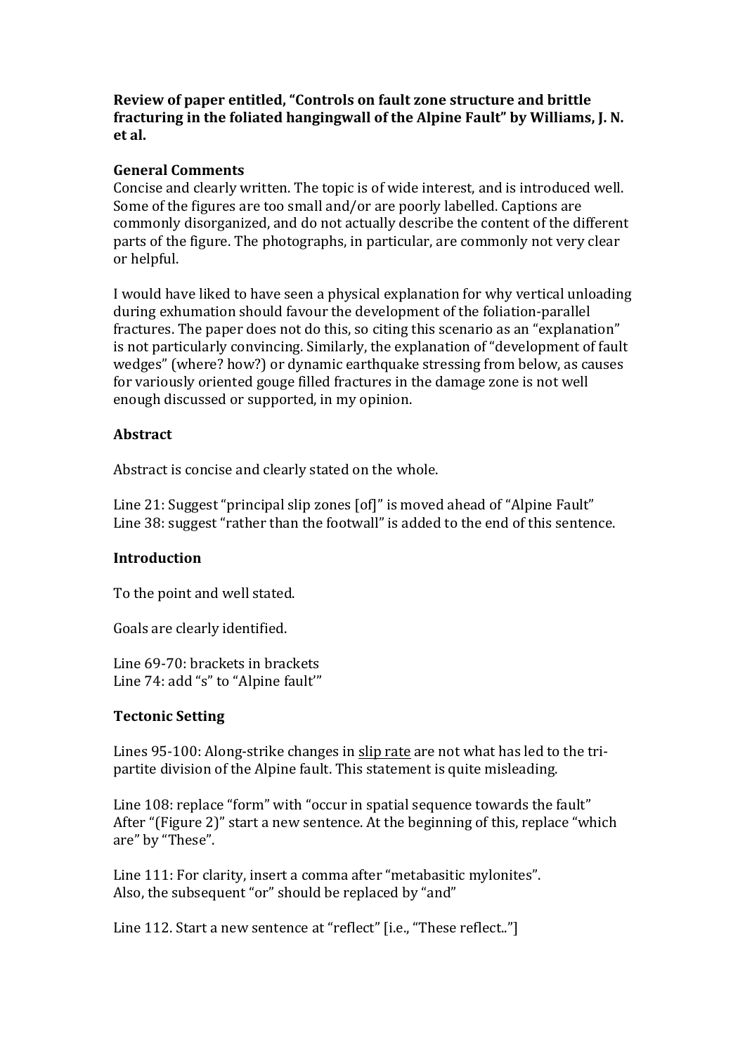**Review of paper entitled, "Controls on fault zone structure and brittle fracturing in the foliated hangingwall of the Alpine Fault" by Williams, J. N. et al.**

**General Comments**

Concise and clearly written. The topic is of wide interest, and is introduced well. Some of the figures are too small and/or are poorly labelled. Captions are commonly disorganized, and do not actually describe the content of the different parts of the figure. The photographs, in particular, are commonly not very clear or helpful.

I would have liked to have seen a physical explanation for why vertical unloading during exhumation should favour the development of the foliation-parallel fractures. The paper does not do this, so citing this scenario as an "explanation" is not particularly convincing. Similarly, the explanation of "development of fault wedges" (where? how?) or dynamic earthquake stressing from below, as causes for variously oriented gouge filled fractures in the damage zone is not well enough discussed or supported, in my opinion.

**Abstract**

Abstract is concise and clearly stated on the whole.

Line 21: Suggest "principal slip zones [of]" is moved ahead of "Alpine Fault"
Line 38: suggest "rather than the footwall" is added to the end of this sentence.

**Introduction**

To the point and well stated.

Goals are clearly identified.

Line 69-70: brackets in brackets
Line 74: add "s" to "Alpine fault'"

**Tectonic Setting**

Lines 95-100: Along-strike changes in <u>slip rate</u> are not what has led to the tri-partite division of the Alpine fault. This statement is quite misleading.

Line 108: replace "form" with "occur in spatial sequence towards the fault"
After "(Figure 2)" start a new sentence. At the beginning of this, replace "which are" by "These".

Line 111: For clarity, insert a comma after "metabasitic mylonites".
Also, the subsequent "or" should be replaced by "and"

Line 112. Start a new sentence at "reflect" [i.e., "These reflect.."]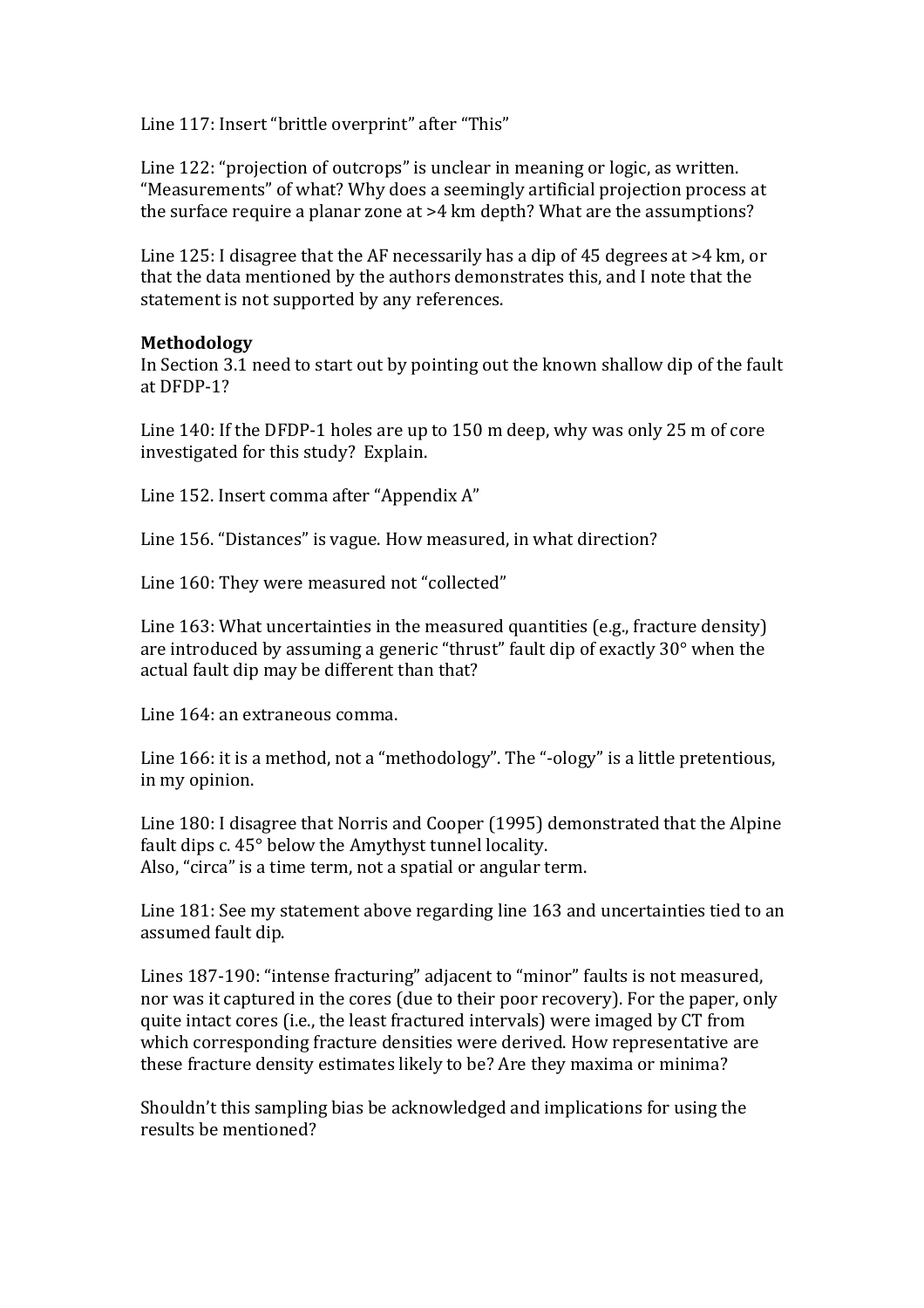Line 117: Insert "brittle overprint" after "This"

Line 122: "projection of outcrops" is unclear in meaning or logic, as written. "Measurements" of what? Why does a seemingly artificial projection process at the surface require a planar zone at >4 km depth? What are the assumptions?

Line 125: I disagree that the AF necessarily has a dip of 45 degrees at >4 km, or that the data mentioned by the authors demonstrates this, and I note that the statement is not supported by any references.

**Methodology**

In Section 3.1 need to start out by pointing out the known shallow dip of the fault at DFDP-1?

Line 140: If the DFDP-1 holes are up to 150 m deep, why was only 25 m of core investigated for this study? Explain.

Line 152. Insert comma after "Appendix A"

Line 156. "Distances" is vague. How measured, in what direction?

Line 160: They were measured not "collected"

Line 163: What uncertainties in the measured quantities (e.g., fracture density) are introduced by assuming a generic "thrust" fault dip of exactly 30° when the actual fault dip may be different than that?

Line 164: an extraneous comma.

Line 166: it is a method, not a "methodology". The "-ology" is a little pretentious, in my opinion.

Line 180: I disagree that Norris and Cooper (1995) demonstrated that the Alpine fault dips c. 45° below the Amythyst tunnel locality.
Also, "circa" is a time term, not a spatial or angular term.

Line 181: See my statement above regarding line 163 and uncertainties tied to an assumed fault dip.

Lines 187-190: "intense fracturing" adjacent to "minor" faults is not measured, nor was it captured in the cores (due to their poor recovery). For the paper, only quite intact cores (i.e., the least fractured intervals) were imaged by CT from which corresponding fracture densities were derived. How representative are these fracture density estimates likely to be? Are they maxima or minima?

Shouldn't this sampling bias be acknowledged and implications for using the results be mentioned?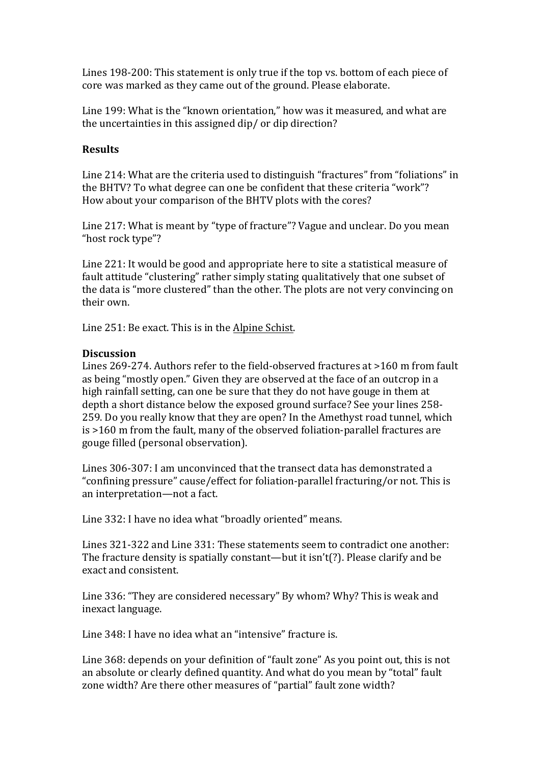Lines 198-200: This statement is only true if the top vs. bottom of each piece of core was marked as they came out of the ground. Please elaborate.

Line 199: What is the "known orientation," how was it measured, and what are the uncertainties in this assigned dip/ or dip direction?

**Results**

Line 214: What are the criteria used to distinguish "fractures" from "foliations" in the BHTV? To what degree can one be confident that these criteria "work"? How about your comparison of the BHTV plots with the cores?

Line 217: What is meant by "type of fracture"? Vague and unclear. Do you mean "host rock type"?

Line 221: It would be good and appropriate here to site a statistical measure of fault attitude "clustering" rather simply stating qualitatively that one subset of the data is "more clustered" than the other. The plots are not very convincing on their own.

Line 251: Be exact. This is in the <u>Alpine Schist</u>.

**Discussion**

Lines 269-274. Authors refer to the field-observed fractures at >160 m from fault as being "mostly open." Given they are observed at the face of an outcrop in a high rainfall setting, can one be sure that they do not have gouge in them at depth a short distance below the exposed ground surface? See your lines 258-259. Do you really know that they are open? In the Amethyst road tunnel, which is >160 m from the fault, many of the observed foliation-parallel fractures are gouge filled (personal observation).

Lines 306-307: I am unconvinced that the transect data has demonstrated a "confining pressure" cause/effect for foliation-parallel fracturing/or not. This is an interpretation—not a fact.

Line 332: I have no idea what "broadly oriented" means.

Lines 321-322 and Line 331: These statements seem to contradict one another: The fracture density is spatially constant—but it isn't(?). Please clarify and be exact and consistent.

Line 336: "They are considered necessary" By whom? Why? This is weak and inexact language.

Line 348: I have no idea what an "intensive" fracture is.

Line 368: depends on your definition of "fault zone" As you point out, this is not an absolute or clearly defined quantity. And what do you mean by "total" fault zone width? Are there other measures of "partial" fault zone width?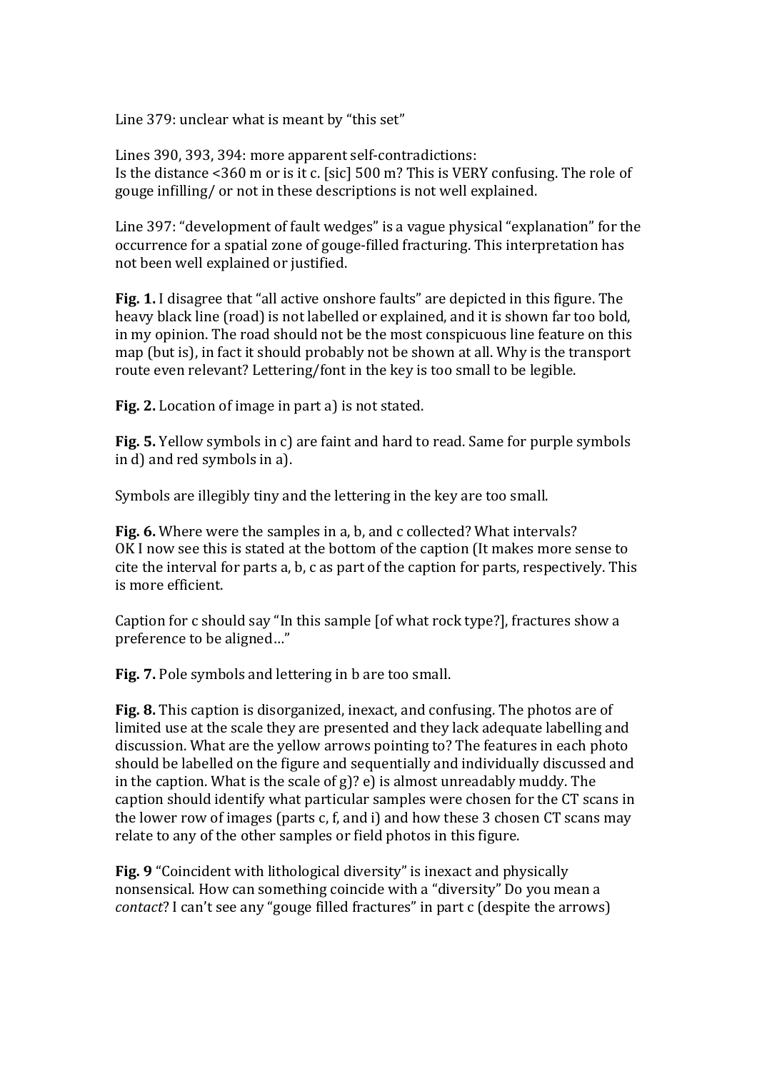Line 379: unclear what is meant by “this set”

Lines 390, 393, 394: more apparent self-contradictions:
Is the distance <360 m or is it c. [sic] 500 m? This is VERY confusing. The role of gouge infilling/ or not in these descriptions is not well explained.

Line 397: “development of fault wedges” is a vague physical “explanation” for the occurrence for a spatial zone of gouge-filled fracturing. This interpretation has not been well explained or justified.

**Fig. 1.** I disagree that “all active onshore faults” are depicted in this figure. The heavy black line (road) is not labelled or explained, and it is shown far too bold, in my opinion. The road should not be the most conspicuous line feature on this map (but is), in fact it should probably not be shown at all. Why is the transport route even relevant? Lettering/font in the key is too small to be legible.

**Fig. 2.** Location of image in part a) is not stated.

**Fig. 5.** Yellow symbols in c) are faint and hard to read. Same for purple symbols in d) and red symbols in a).

Symbols are illegibly tiny and the lettering in the key are too small.

**Fig. 6.** Where were the samples in a, b, and c collected? What intervals?
OK I now see this is stated at the bottom of the caption (It makes more sense to cite the interval for parts a, b, c as part of the caption for parts, respectively. This is more efficient.

Caption for c should say “In this sample [of what rock type?], fractures show a preference to be aligned…”

**Fig. 7.** Pole symbols and lettering in b are too small.

**Fig. 8.** This caption is disorganized, inexact, and confusing. The photos are of limited use at the scale they are presented and they lack adequate labelling and discussion. What are the yellow arrows pointing to? The features in each photo should be labelled on the figure and sequentially and individually discussed and in the caption. What is the scale of g)? e) is almost unreadably muddy. The caption should identify what particular samples were chosen for the CT scans in the lower row of images (parts c, f, and i) and how these 3 chosen CT scans may relate to any of the other samples or field photos in this figure.

**Fig. 9** “Coincident with lithological diversity” is inexact and physically nonsensical. How can something coincide with a “diversity” Do you mean a *contact*? I can’t see any “gouge filled fractures” in part c (despite the arrows)